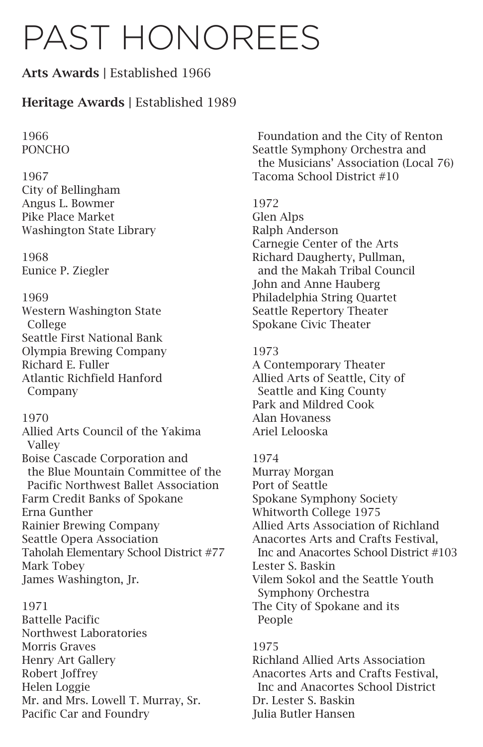# PAST HONOREES

**Arts Awards |** Established 1966

**Heritage Awards |** Established 1989

1966
PONCHO

1967
City of Bellingham
Angus L. Bowmer
Pike Place Market
Washington State Library

1968
Eunice P. Ziegler

1969
Western Washington State College
Seattle First National Bank
Olympia Brewing Company
Richard E. Fuller
Atlantic Richfield Hanford Company

1970
Allied Arts Council of the Yakima Valley
Boise Cascade Corporation and the Blue Mountain Committee of the Pacific Northwest Ballet Association
Farm Credit Banks of Spokane
Erna Gunther
Rainier Brewing Company
Seattle Opera Association
Taholah Elementary School District #77
Mark Tobey
James Washington, Jr.

1971
Battelle Pacific
Northwest Laboratories
Morris Graves
Henry Art Gallery
Robert Joffrey
Helen Loggie
Mr. and Mrs. Lowell T. Murray, Sr.
Pacific Car and Foundry Foundation and the City of Renton
Seattle Symphony Orchestra and the Musicians' Association (Local 76)
Tacoma School District #10

1972
Glen Alps
Ralph Anderson
Carnegie Center of the Arts
Richard Daugherty, Pullman, and the Makah Tribal Council
John and Anne Hauberg
Philadelphia String Quartet
Seattle Repertory Theater
Spokane Civic Theater

1973
A Contemporary Theater
Allied Arts of Seattle, City of Seattle and King County
Park and Mildred Cook
Alan Hovaness
Ariel Lelooska

1974
Murray Morgan
Port of Seattle
Spokane Symphony Society
Whitworth College 1975
Allied Arts Association of Richland
Anacortes Arts and Crafts Festival, Inc and Anacortes School District #103
Lester S. Baskin
Vilem Sokol and the Seattle Youth Symphony Orchestra
The City of Spokane and its People

1975
Richland Allied Arts Association
Anacortes Arts and Crafts Festival, Inc and Anacortes School District
Dr. Lester S. Baskin
Julia Butler Hansen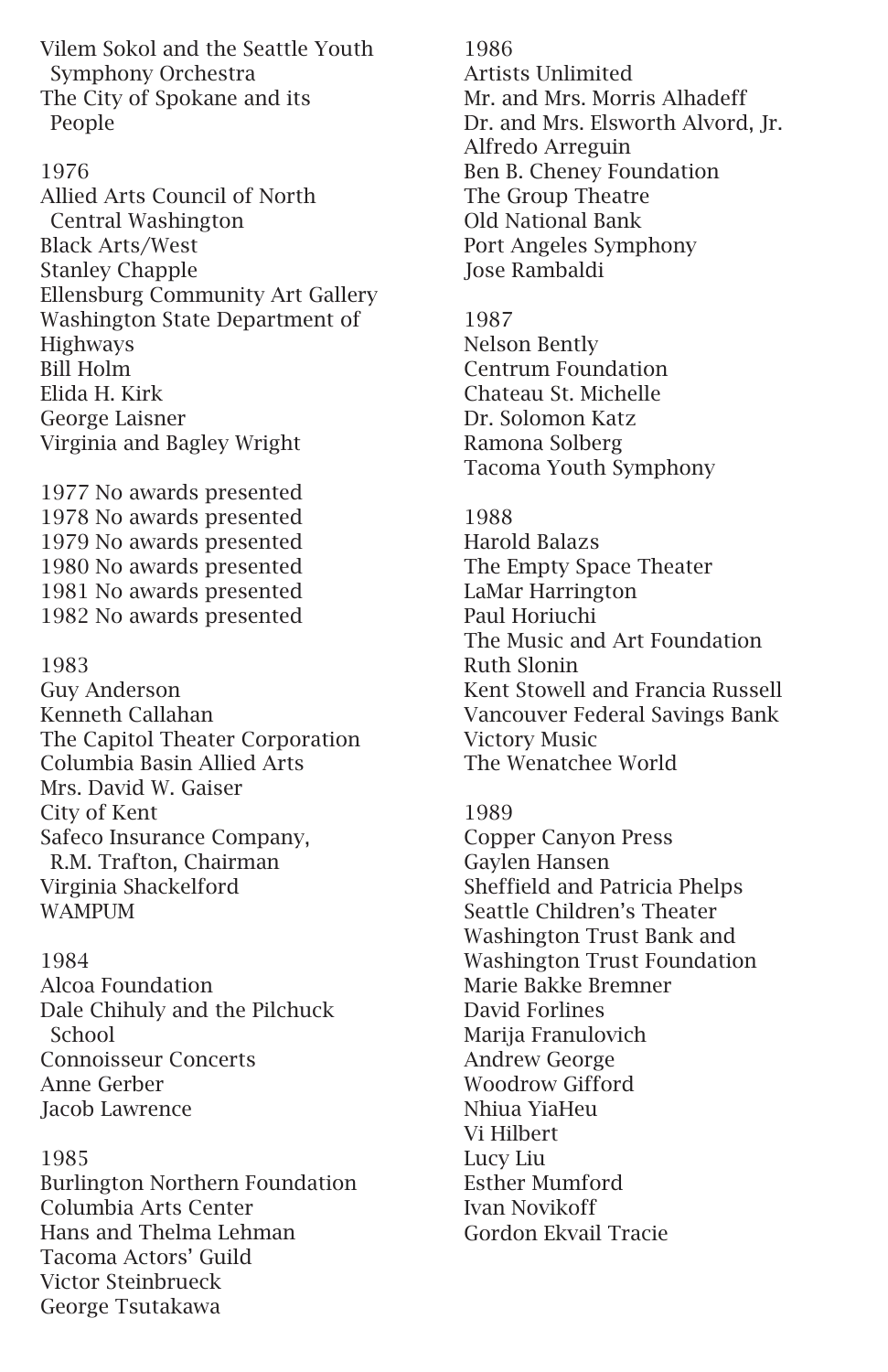Vilem Sokol and the Seattle Youth Symphony Orchestra
The City of Spokane and its People

1976
Allied Arts Council of North Central Washington
Black Arts/West
Stanley Chapple
Ellensburg Community Art Gallery
Washington State Department of Highways
Bill Holm
Elida H. Kirk
George Laisner
Virginia and Bagley Wright

1977 No awards presented
1978 No awards presented
1979 No awards presented
1980 No awards presented
1981 No awards presented
1982 No awards presented

1983
Guy Anderson
Kenneth Callahan
The Capitol Theater Corporation
Columbia Basin Allied Arts
Mrs. David W. Gaiser
City of Kent
Safeco Insurance Company, R.M. Trafton, Chairman
Virginia Shackelford
WAMPUM

1984
Alcoa Foundation
Dale Chihuly and the Pilchuck School
Connoisseur Concerts
Anne Gerber
Jacob Lawrence

1985
Burlington Northern Foundation
Columbia Arts Center
Hans and Thelma Lehman
Tacoma Actors' Guild
Victor Steinbrueck
George Tsutakawa

1986
Artists Unlimited
Mr. and Mrs. Morris Alhadeff
Dr. and Mrs. Elsworth Alvord, Jr.
Alfredo Arreguin
Ben B. Cheney Foundation
The Group Theatre
Old National Bank
Port Angeles Symphony
Jose Rambaldi

1987
Nelson Bently
Centrum Foundation
Chateau St. Michelle
Dr. Solomon Katz
Ramona Solberg
Tacoma Youth Symphony

1988
Harold Balazs
The Empty Space Theater
LaMar Harrington
Paul Horiuchi
The Music and Art Foundation
Ruth Slonin
Kent Stowell and Francia Russell
Vancouver Federal Savings Bank
Victory Music
The Wenatchee World

1989
Copper Canyon Press
Gaylen Hansen
Sheffield and Patricia Phelps
Seattle Children's Theater
Washington Trust Bank and
Washington Trust Foundation
Marie Bakke Bremner
David Forlines
Marija Franulovich
Andrew George
Woodrow Gifford
Nhiua YiaHeu
Vi Hilbert
Lucy Liu
Esther Mumford
Ivan Novikoff
Gordon Ekvail Tracie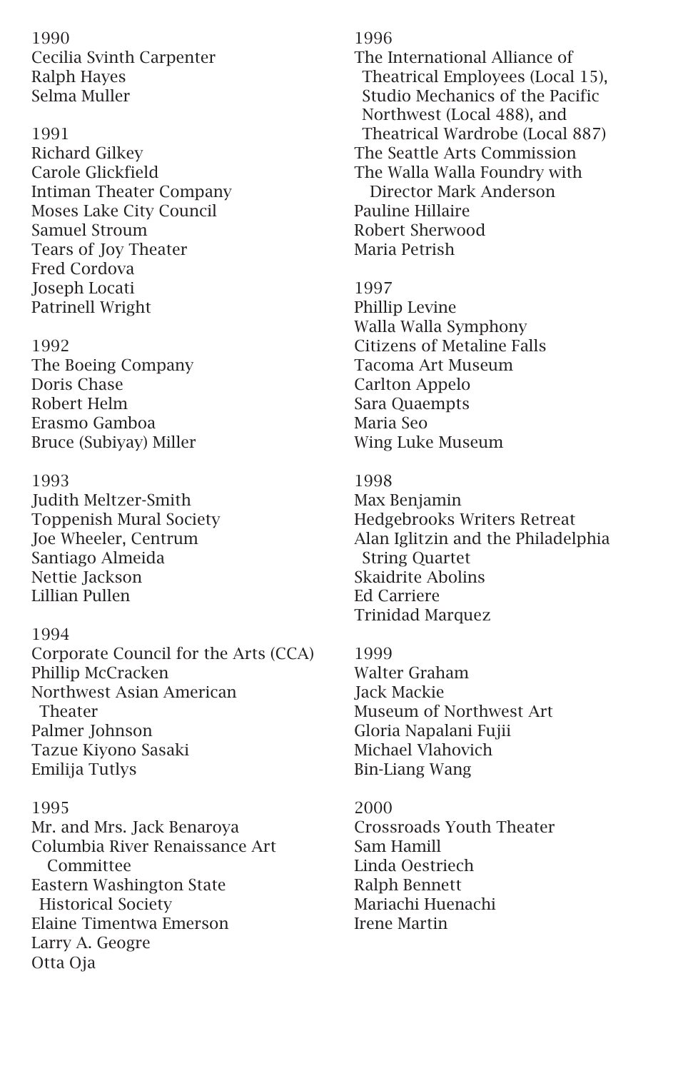1990
Cecilia Svinth Carpenter
Ralph Hayes
Selma Muller

1991
Richard Gilkey
Carole Glickfield
Intiman Theater Company
Moses Lake City Council
Samuel Stroum
Tears of Joy Theater
Fred Cordova
Joseph Locati
Patrinell Wright

1992
The Boeing Company
Doris Chase
Robert Helm
Erasmo Gamboa
Bruce (Subiyay) Miller

1993
Judith Meltzer-Smith
Toppenish Mural Society
Joe Wheeler, Centrum
Santiago Almeida
Nettie Jackson
Lillian Pullen

1994
Corporate Council for the Arts (CCA)
Phillip McCracken
Northwest Asian American Theater
Palmer Johnson
Tazue Kiyono Sasaki
Emilija Tutlys

1995
Mr. and Mrs. Jack Benaroya
Columbia River Renaissance Art Committee
Eastern Washington State Historical Society
Elaine Timentwa Emerson
Larry A. Geogre
Otta Oja

1996
The International Alliance of Theatrical Employees (Local 15), Studio Mechanics of the Pacific Northwest (Local 488), and Theatrical Wardrobe (Local 887)
The Seattle Arts Commission
The Walla Walla Foundry with Director Mark Anderson
Pauline Hillaire
Robert Sherwood
Maria Petrish

1997
Phillip Levine
Walla Walla Symphony
Citizens of Metaline Falls
Tacoma Art Museum
Carlton Appelo
Sara Quaempts
Maria Seo
Wing Luke Museum

1998
Max Benjamin
Hedgebrooks Writers Retreat
Alan Iglitzin and the Philadelphia String Quartet
Skaidrite Abolins
Ed Carriere
Trinidad Marquez

1999
Walter Graham
Jack Mackie
Museum of Northwest Art
Gloria Napalani Fujii
Michael Vlahovich
Bin-Liang Wang

2000
Crossroads Youth Theater
Sam Hamill
Linda Oestriech
Ralph Bennett
Mariachi Huenachi
Irene Martin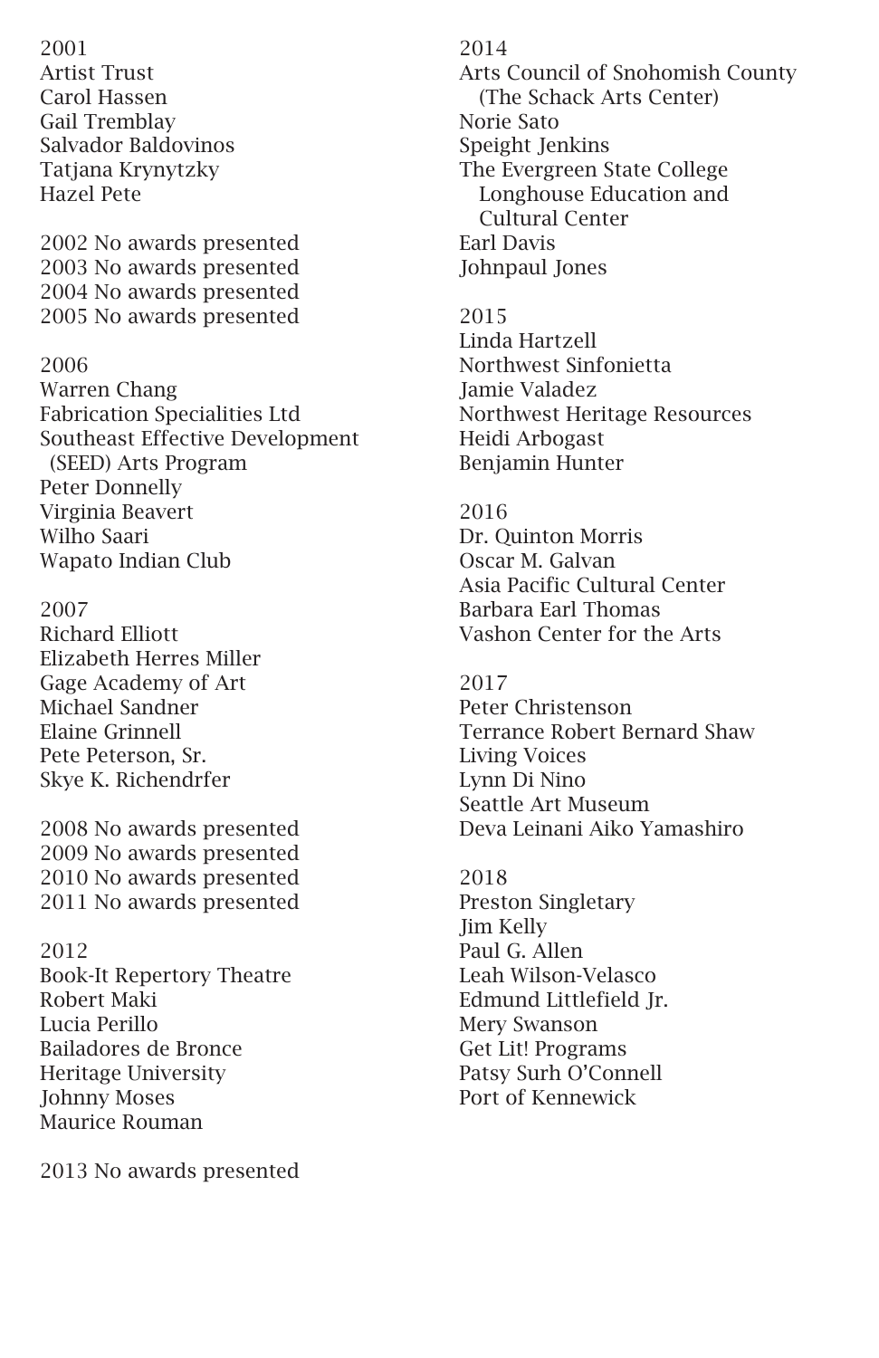2001
Artist Trust
Carol Hassen
Gail Tremblay
Salvador Baldovinos
Tatjana Krynytzky
Hazel Pete

2002 No awards presented
2003 No awards presented
2004 No awards presented
2005 No awards presented

2006
Warren Chang
Fabrication Specialities Ltd
Southeast Effective Development (SEED) Arts Program
Peter Donnelly
Virginia Beavert
Wilho Saari
Wapato Indian Club

2007
Richard Elliott
Elizabeth Herres Miller
Gage Academy of Art
Michael Sandner
Elaine Grinnell
Pete Peterson, Sr.
Skye K. Richendrfer

2008 No awards presented
2009 No awards presented
2010 No awards presented
2011 No awards presented

2012
Book-It Repertory Theatre
Robert Maki
Lucia Perillo
Bailadores de Bronce
Heritage University
Johnny Moses
Maurice Rouman

2013 No awards presented

2014
Arts Council of Snohomish County (The Schack Arts Center)
Norie Sato
Speight Jenkins
The Evergreen State College Longhouse Education and Cultural Center
Earl Davis
Johnpaul Jones

2015
Linda Hartzell
Northwest Sinfonietta
Jamie Valadez
Northwest Heritage Resources
Heidi Arbogast
Benjamin Hunter

2016
Dr. Quinton Morris
Oscar M. Galvan
Asia Pacific Cultural Center
Barbara Earl Thomas
Vashon Center for the Arts

2017
Peter Christenson
Terrance Robert Bernard Shaw
Living Voices
Lynn Di Nino
Seattle Art Museum
Deva Leinani Aiko Yamashiro

2018
Preston Singletary
Jim Kelly
Paul G. Allen
Leah Wilson-Velasco
Edmund Littlefield Jr.
Mery Swanson
Get Lit! Programs
Patsy Surh O'Connell
Port of Kennewick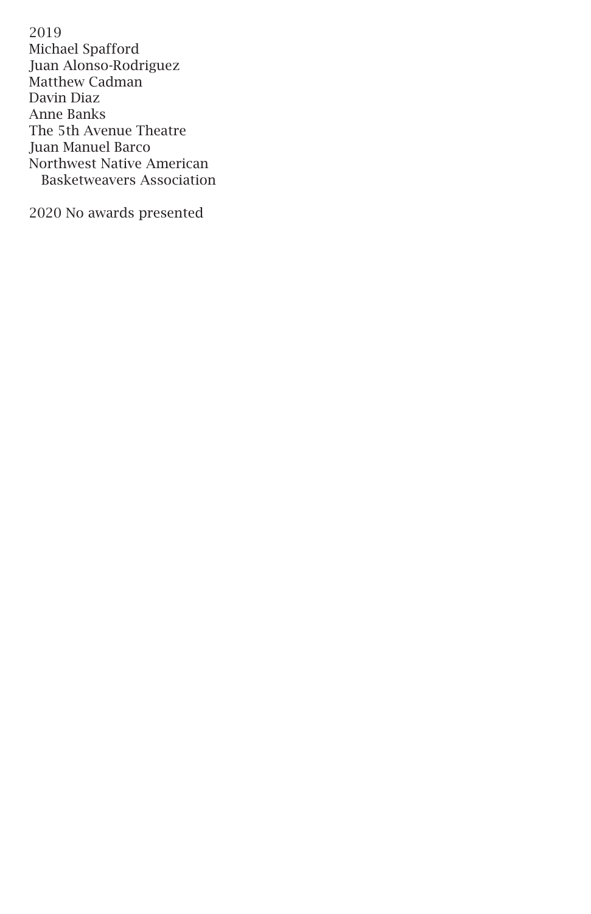2019
Michael Spafford
Juan Alonso-Rodriguez
Matthew Cadman
Davin Diaz
Anne Banks
The 5th Avenue Theatre
Juan Manuel Barco
Northwest Native American Basketweavers Association

2020 No awards presented